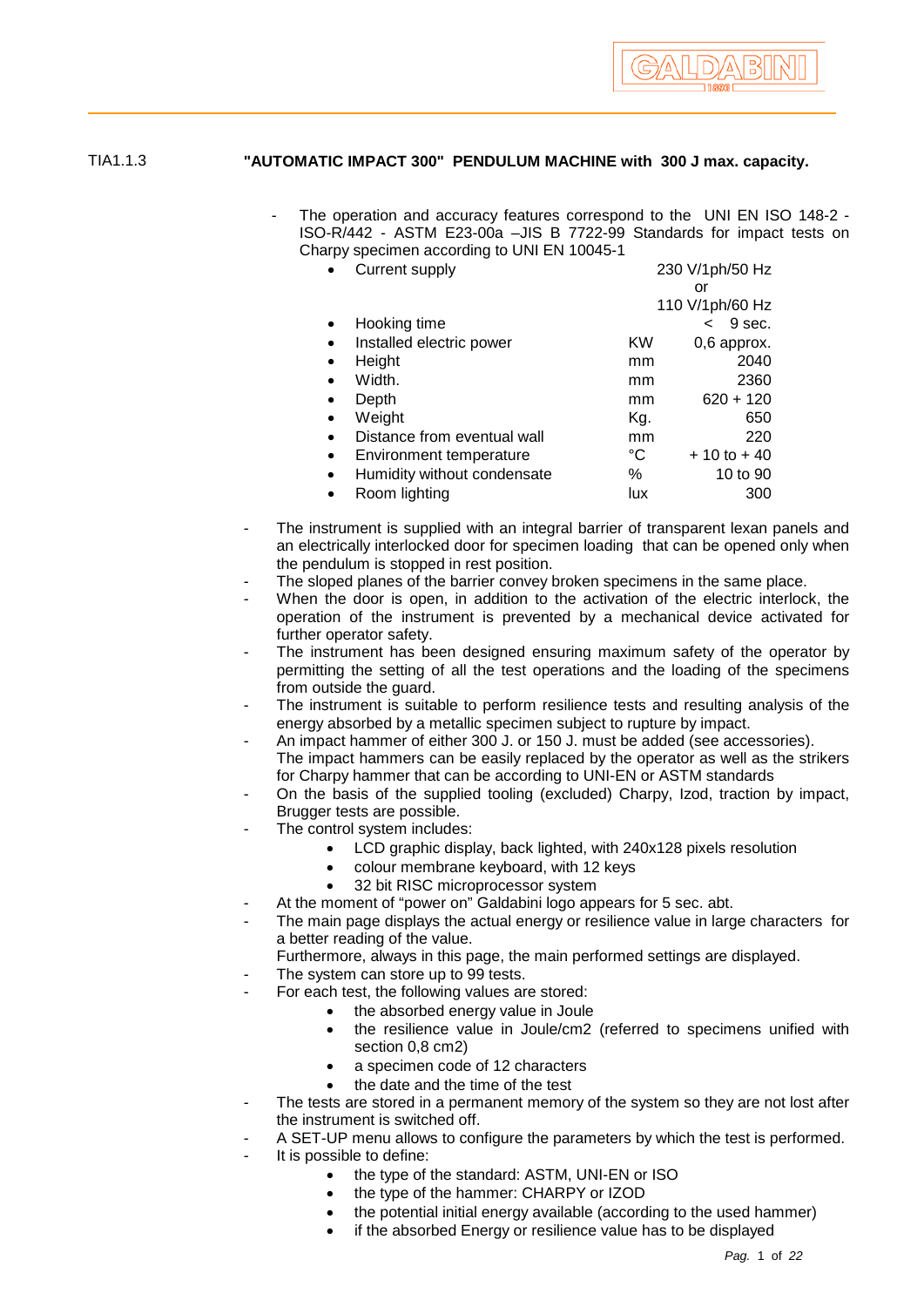TIA1.1.3 **"AUTOMATIC IMPACT 300" PENDULUM MACHINE with 300 J max. capacity.**

- The operation and accuracy features correspond to the UNI EN ISO 148-2 - ISO-R/442 - ASTM E23-00a –JIS B 7722-99 Standards for impact tests on Charpy specimen according to UNI EN 10045-1

| | | |
|---|---|---|
| • Current supply | | 230 V/1ph/50 Hz or 110 V/1ph/60 Hz |
| • Hooking time | | < 9 sec. |
| • Installed electric power | KW | 0,6 approx. |
| • Height | mm | 2040 |
| • Width. | mm | 2360 |
| • Depth | mm | 620 + 120 |
| • Weight | Kg. | 650 |
| • Distance from eventual wall | mm | 220 |
| • Environment temperature | °C | + 10 to + 40 |
| • Humidity without condensate | % | 10 to 90 |
| • Room lighting | lux | 300 |

- The instrument is supplied with an integral barrier of transparent lexan panels and an electrically interlocked door for specimen loading that can be opened only when the pendulum is stopped in rest position.
- The sloped planes of the barrier convey broken specimens in the same place.
- When the door is open, in addition to the activation of the electric interlock, the operation of the instrument is prevented by a mechanical device activated for further operator safety.
- The instrument has been designed ensuring maximum safety of the operator by permitting the setting of all the test operations and the loading of the specimens from outside the guard.
- The instrument is suitable to perform resilience tests and resulting analysis of the energy absorbed by a metallic specimen subject to rupture by impact.
- An impact hammer of either 300 J. or 150 J. must be added (see accessories). The impact hammers can be easily replaced by the operator as well as the strikers for Charpy hammer that can be according to UNI-EN or ASTM standards
- On the basis of the supplied tooling (excluded) Charpy, Izod, traction by impact, Brugger tests are possible.
- The control system includes:
  - LCD graphic display, back lighted, with 240x128 pixels resolution
  - colour membrane keyboard, with 12 keys
  - 32 bit RISC microprocessor system
- At the moment of "power on" Galdabini logo appears for 5 sec. abt.
- The main page displays the actual energy or resilience value in large characters for a better reading of the value.
  Furthermore, always in this page, the main performed settings are displayed.
- The system can store up to 99 tests.
- For each test, the following values are stored:
  - the absorbed energy value in Joule
  - the resilience value in Joule/cm2 (referred to specimens unified with section 0,8 cm2)
  - a specimen code of 12 characters
  - the date and the time of the test
- The tests are stored in a permanent memory of the system so they are not lost after the instrument is switched off.
- A SET-UP menu allows to configure the parameters by which the test is performed.
- It is possible to define:
  - the type of the standard: ASTM, UNI-EN or ISO
  - the type of the hammer: CHARPY or IZOD
  - the potential initial energy available (according to the used hammer)
  - if the absorbed Energy or resilience value has to be displayed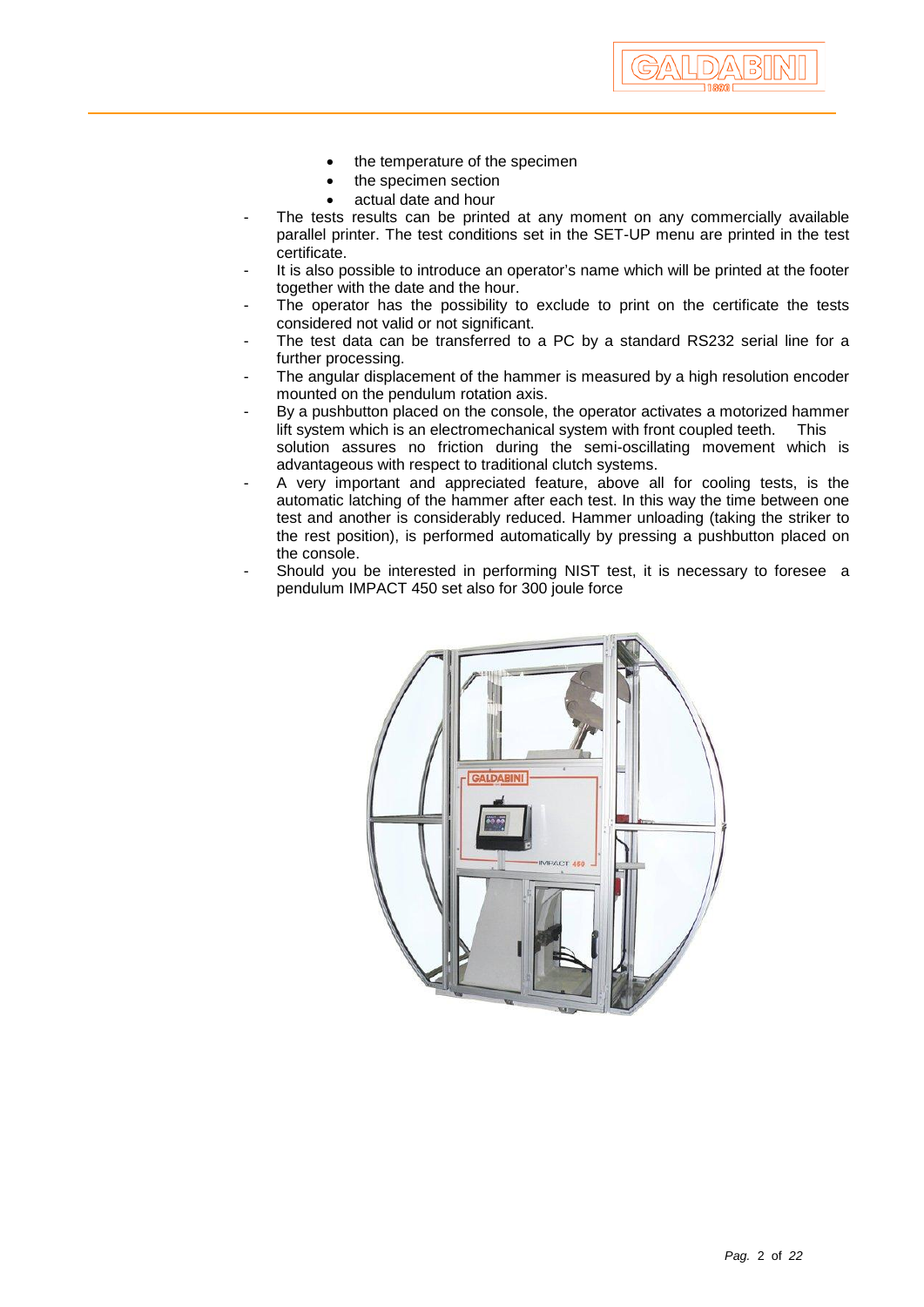- the temperature of the specimen
- the specimen section
- actual date and hour

- The tests results can be printed at any moment on any commercially available parallel printer. The test conditions set in the SET-UP menu are printed in the test certificate.
- It is also possible to introduce an operator's name which will be printed at the footer together with the date and the hour.
- The operator has the possibility to exclude to print on the certificate the tests considered not valid or not significant.
- The test data can be transferred to a PC by a standard RS232 serial line for a further processing.
- The angular displacement of the hammer is measured by a high resolution encoder mounted on the pendulum rotation axis.
- By a pushbutton placed on the console, the operator activates a motorized hammer lift system which is an electromechanical system with front coupled teeth. This solution assures no friction during the semi-oscillating movement which is advantageous with respect to traditional clutch systems.
- A very important and appreciated feature, above all for cooling tests, is the automatic latching of the hammer after each test. In this way the time between one test and another is considerably reduced. Hammer unloading (taking the striker to the rest position), is performed automatically by pressing a pushbutton placed on the console.
- Should you be interested in performing NIST test, it is necessary to foresee a pendulum IMPACT 450 set also for 300 joule force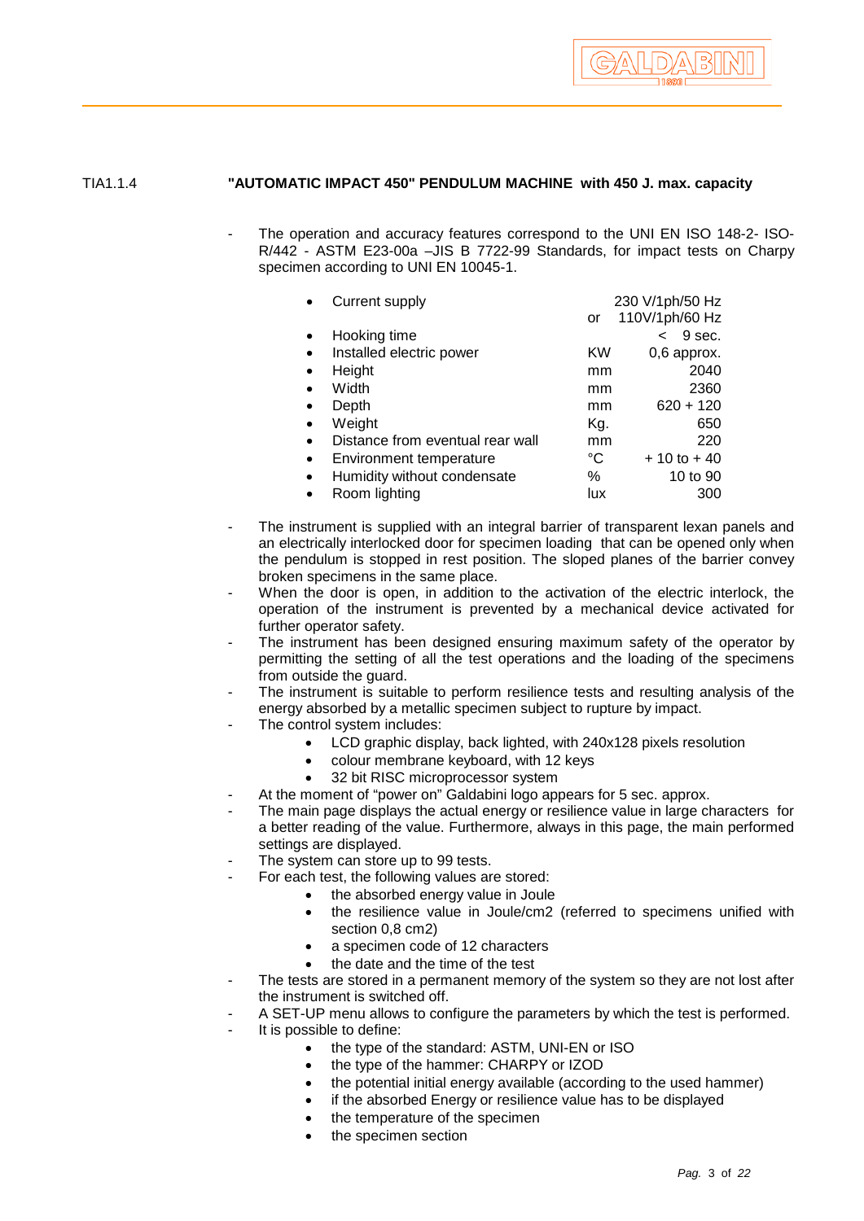TIA1.1.4 **"AUTOMATIC IMPACT 450" PENDULUM MACHINE with 450 J. max. capacity**

- The operation and accuracy features correspond to the UNI EN ISO 148-2- ISO-R/442 - ASTM E23-00a –JIS B 7722-99 Standards, for impact tests on Charpy specimen according to UNI EN 10045-1.

| | | |
|---|---|---|
| • Current supply | | 230 V/1ph/50 Hz |
| | or | 110V/1ph/60 Hz |
| • Hooking time | | < 9 sec. |
| • Installed electric power | KW | 0,6 approx. |
| • Height | mm | 2040 |
| • Width | mm | 2360 |
| • Depth | mm | 620 + 120 |
| • Weight | Kg. | 650 |
| • Distance from eventual rear wall | mm | 220 |
| • Environment temperature | °C | + 10 to + 40 |
| • Humidity without condensate | % | 10 to 90 |
| • Room lighting | lux | 300 |

- The instrument is supplied with an integral barrier of transparent lexan panels and an electrically interlocked door for specimen loading that can be opened only when the pendulum is stopped in rest position. The sloped planes of the barrier convey broken specimens in the same place.
- When the door is open, in addition to the activation of the electric interlock, the operation of the instrument is prevented by a mechanical device activated for further operator safety.
- The instrument has been designed ensuring maximum safety of the operator by permitting the setting of all the test operations and the loading of the specimens from outside the guard.
- The instrument is suitable to perform resilience tests and resulting analysis of the energy absorbed by a metallic specimen subject to rupture by impact.
- The control system includes:
  - LCD graphic display, back lighted, with 240x128 pixels resolution
  - colour membrane keyboard, with 12 keys
  - 32 bit RISC microprocessor system
- At the moment of “power on” Galdabini logo appears for 5 sec. approx.
- The main page displays the actual energy or resilience value in large characters for a better reading of the value. Furthermore, always in this page, the main performed settings are displayed.
- The system can store up to 99 tests.
- For each test, the following values are stored:
  - the absorbed energy value in Joule
  - the resilience value in Joule/cm2 (referred to specimens unified with section 0,8 cm2)
  - a specimen code of 12 characters
  - the date and the time of the test
- The tests are stored in a permanent memory of the system so they are not lost after the instrument is switched off.
- A SET-UP menu allows to configure the parameters by which the test is performed.
- It is possible to define:
  - the type of the standard: ASTM, UNI-EN or ISO
  - the type of the hammer: CHARPY or IZOD
  - the potential initial energy available (according to the used hammer)
  - if the absorbed Energy or resilience value has to be displayed
  - the temperature of the specimen
  - the specimen section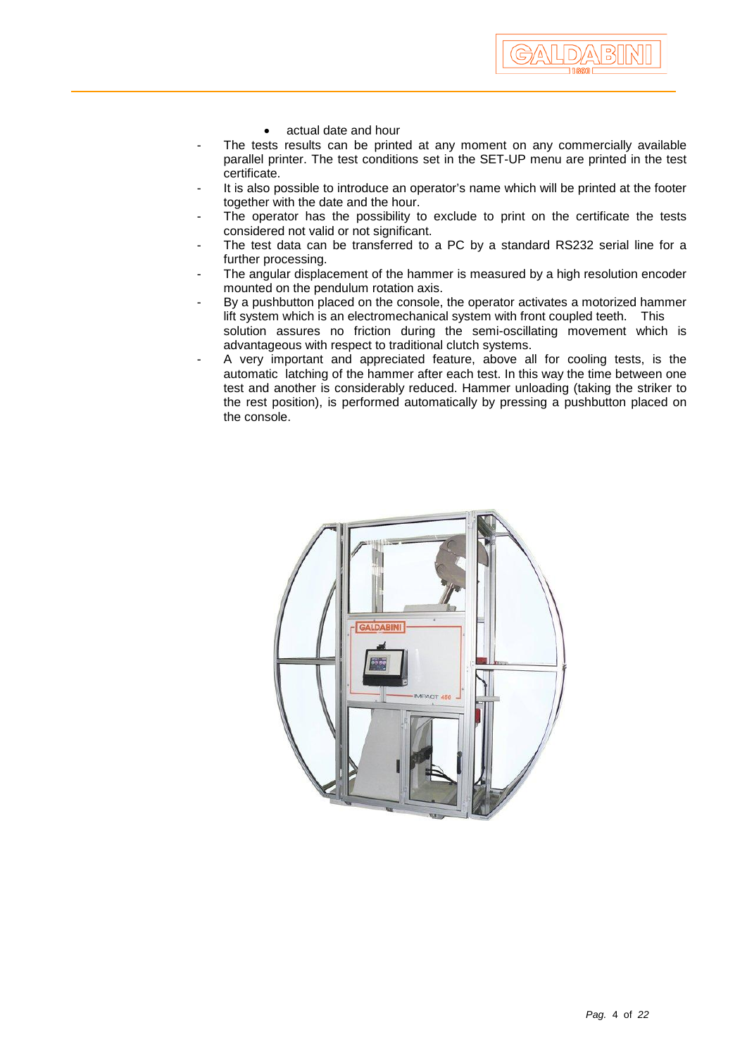- actual date and hour

- The tests results can be printed at any moment on any commercially available parallel printer. The test conditions set in the SET-UP menu are printed in the test certificate.
- It is also possible to introduce an operator's name which will be printed at the footer together with the date and the hour.
- The operator has the possibility to exclude to print on the certificate the tests considered not valid or not significant.
- The test data can be transferred to a PC by a standard RS232 serial line for a further processing.
- The angular displacement of the hammer is measured by a high resolution encoder mounted on the pendulum rotation axis.
- By a pushbutton placed on the console, the operator activates a motorized hammer lift system which is an electromechanical system with front coupled teeth. This solution assures no friction during the semi-oscillating movement which is advantageous with respect to traditional clutch systems.
- A very important and appreciated feature, above all for cooling tests, is the automatic latching of the hammer after each test. In this way the time between one test and another is considerably reduced. Hammer unloading (taking the striker to the rest position), is performed automatically by pressing a pushbutton placed on the console.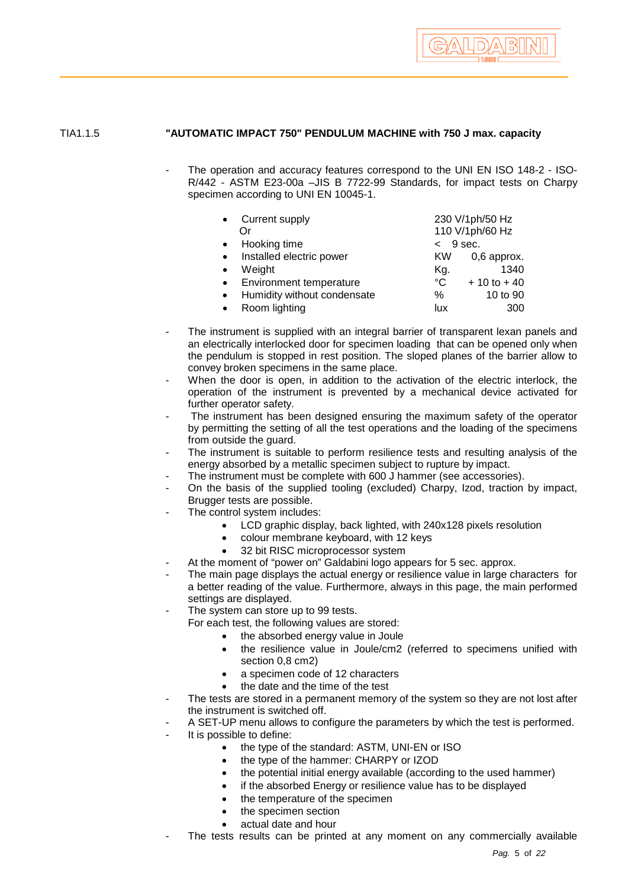TIA1.1.5 **"AUTOMATIC IMPACT 750" PENDULUM MACHINE with 750 J max. capacity**

- The operation and accuracy features correspond to the UNI EN ISO 148-2 - ISO-R/442 - ASTM E23-00a –JIS B 7722-99 Standards, for impact tests on Charpy specimen according to UNI EN 10045-1.

| | | |
|---|---|---|
| • Current supply | | 230 V/1ph/50 Hz |
| Or | | 110 V/1ph/60 Hz |
| • Hooking time | < | 9 sec. |
| • Installed electric power | KW | 0,6 approx. |
| • Weight | Kg. | 1340 |
| • Environment temperature | °C | + 10 to + 40 |
| • Humidity without condensate | % | 10 to 90 |
| • Room lighting | lux | 300 |

- The instrument is supplied with an integral barrier of transparent lexan panels and an electrically interlocked door for specimen loading that can be opened only when the pendulum is stopped in rest position. The sloped planes of the barrier allow to convey broken specimens in the same place.
- When the door is open, in addition to the activation of the electric interlock, the operation of the instrument is prevented by a mechanical device activated for further operator safety.
- The instrument has been designed ensuring the maximum safety of the operator by permitting the setting of all the test operations and the loading of the specimens from outside the guard.
- The instrument is suitable to perform resilience tests and resulting analysis of the energy absorbed by a metallic specimen subject to rupture by impact.
- The instrument must be complete with 600 J hammer (see accessories).
- On the basis of the supplied tooling (excluded) Charpy, Izod, traction by impact, Brugger tests are possible.
- The control system includes:
  - LCD graphic display, back lighted, with 240x128 pixels resolution
  - colour membrane keyboard, with 12 keys
  - 32 bit RISC microprocessor system
- At the moment of "power on" Galdabini logo appears for 5 sec. approx.
- The main page displays the actual energy or resilience value in large characters for a better reading of the value. Furthermore, always in this page, the main performed settings are displayed.
- The system can store up to 99 tests.
  For each test, the following values are stored:
  - the absorbed energy value in Joule
  - the resilience value in Joule/cm2 (referred to specimens unified with section 0,8 cm2)
  - a specimen code of 12 characters
  - the date and the time of the test
- The tests are stored in a permanent memory of the system so they are not lost after the instrument is switched off.
- A SET-UP menu allows to configure the parameters by which the test is performed.
- It is possible to define:
  - the type of the standard: ASTM, UNI-EN or ISO
  - the type of the hammer: CHARPY or IZOD
  - the potential initial energy available (according to the used hammer)
  - if the absorbed Energy or resilience value has to be displayed
  - the temperature of the specimen
  - the specimen section
  - actual date and hour
- The tests results can be printed at any moment on any commercially available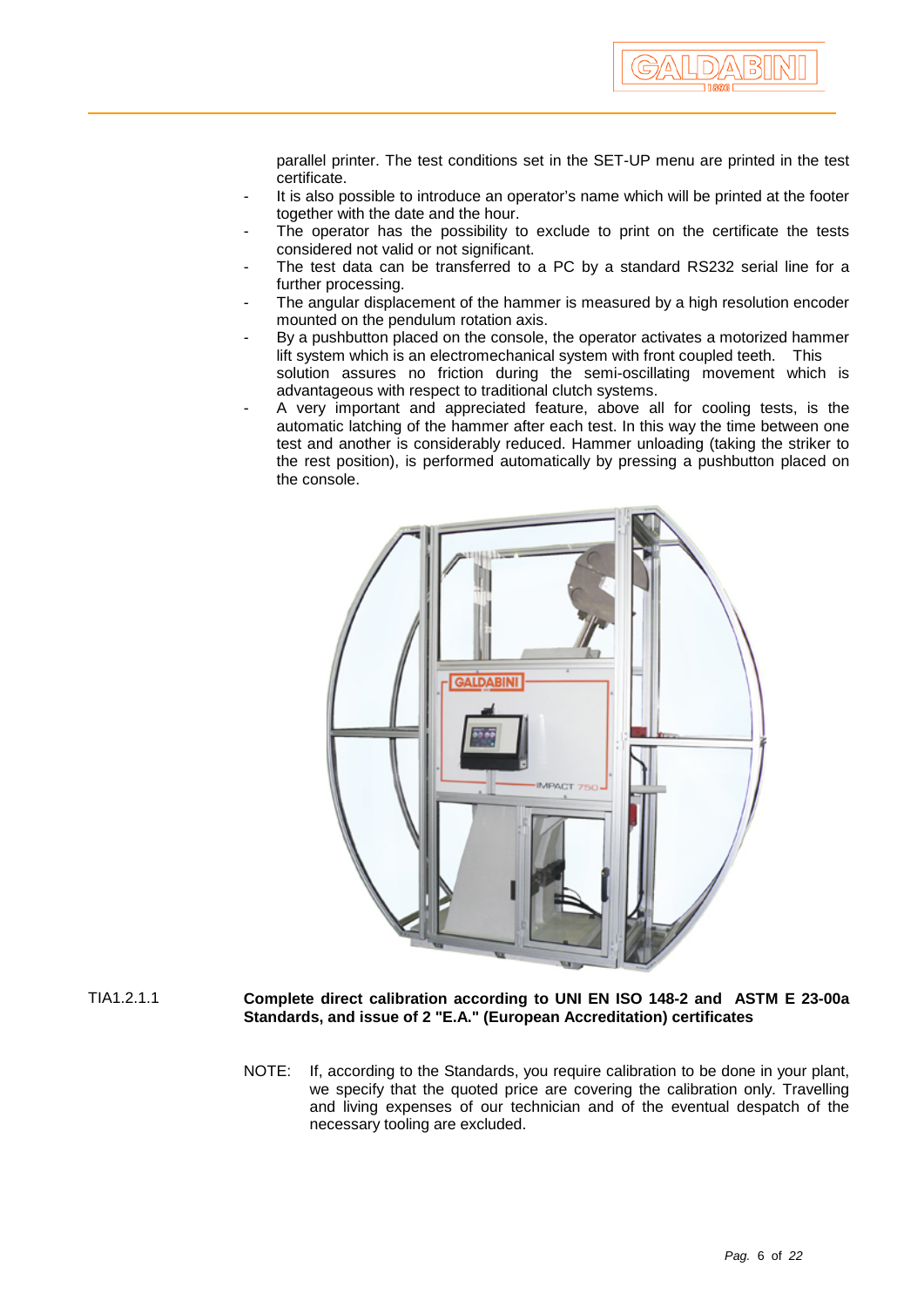parallel printer. The test conditions set in the SET-UP menu are printed in the test certificate.

- It is also possible to introduce an operator's name which will be printed at the footer together with the date and the hour.
- The operator has the possibility to exclude to print on the certificate the tests considered not valid or not significant.
- The test data can be transferred to a PC by a standard RS232 serial line for a further processing.
- The angular displacement of the hammer is measured by a high resolution encoder mounted on the pendulum rotation axis.
- By a pushbutton placed on the console, the operator activates a motorized hammer lift system which is an electromechanical system with front coupled teeth. This solution assures no friction during the semi-oscillating movement which is advantageous with respect to traditional clutch systems.
- A very important and appreciated feature, above all for cooling tests, is the automatic latching of the hammer after each test. In this way the time between one test and another is considerably reduced. Hammer unloading (taking the striker to the rest position), is performed automatically by pressing a pushbutton placed on the console.

TIA1.2.1.1 **Complete direct calibration according to UNI EN ISO 148-2 and ASTM E 23-00a Standards, and issue of 2 "E.A." (European Accreditation) certificates**

NOTE: If, according to the Standards, you require calibration to be done in your plant, we specify that the quoted price are covering the calibration only. Travelling and living expenses of our technician and of the eventual despatch of the necessary tooling are excluded.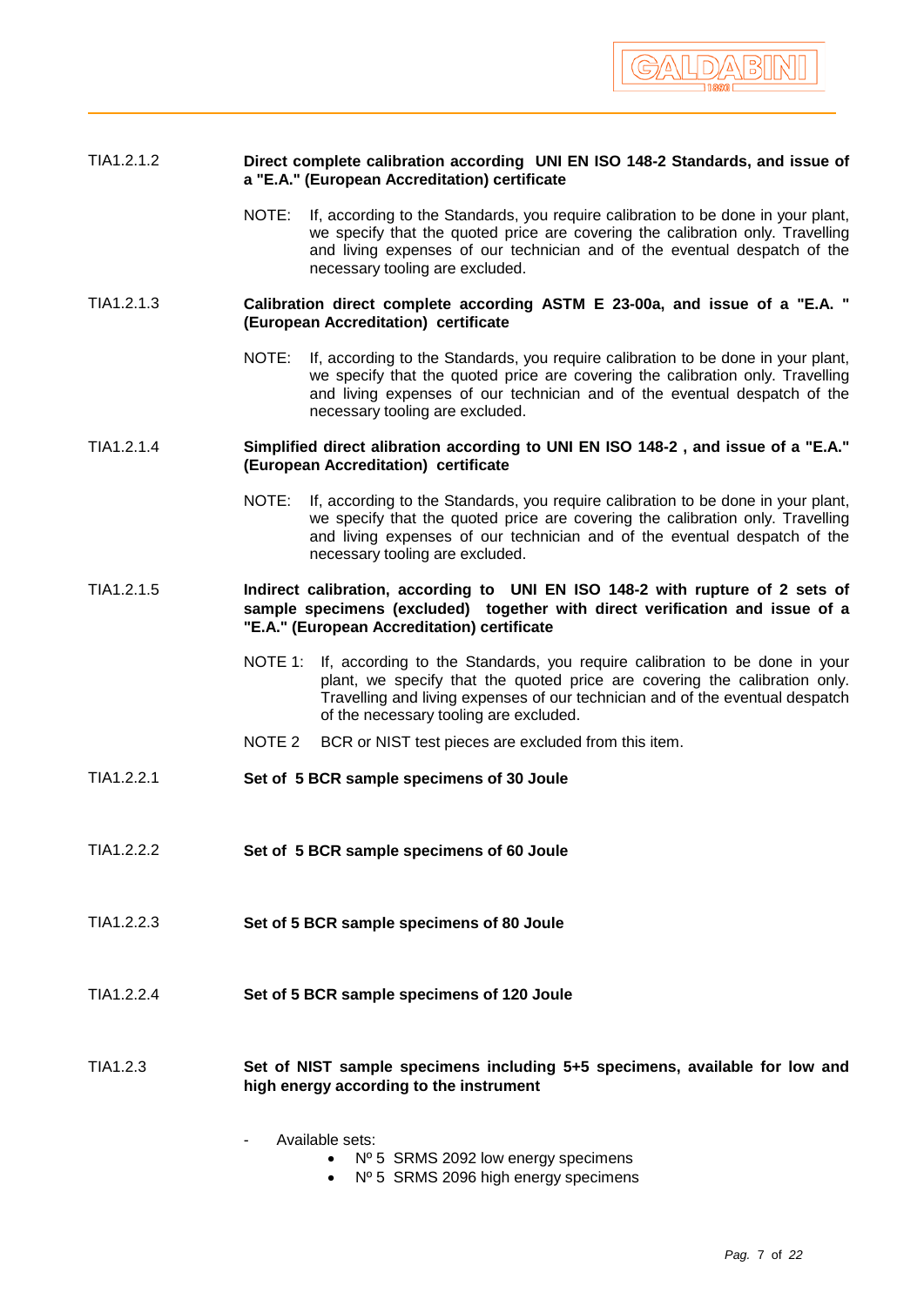TIA1.2.1.2 **Direct complete calibration according UNI EN ISO 148-2 Standards, and issue of a "E.A." (European Accreditation) certificate**

NOTE: If, according to the Standards, you require calibration to be done in your plant, we specify that the quoted price are covering the calibration only. Travelling and living expenses of our technician and of the eventual despatch of the necessary tooling are excluded.

TIA1.2.1.3 **Calibration direct complete according ASTM E 23-00a, and issue of a "E.A. " (European Accreditation) certificate**

NOTE: If, according to the Standards, you require calibration to be done in your plant, we specify that the quoted price are covering the calibration only. Travelling and living expenses of our technician and of the eventual despatch of the necessary tooling are excluded.

TIA1.2.1.4 **Simplified direct alibration according to UNI EN ISO 148-2 , and issue of a "E.A." (European Accreditation) certificate**

NOTE: If, according to the Standards, you require calibration to be done in your plant, we specify that the quoted price are covering the calibration only. Travelling and living expenses of our technician and of the eventual despatch of the necessary tooling are excluded.

TIA1.2.1.5 **Indirect calibration, according to UNI EN ISO 148-2 with rupture of 2 sets of sample specimens (excluded) together with direct verification and issue of a "E.A." (European Accreditation) certificate**

NOTE 1: If, according to the Standards, you require calibration to be done in your plant, we specify that the quoted price are covering the calibration only. Travelling and living expenses of our technician and of the eventual despatch of the necessary tooling are excluded.

NOTE 2 BCR or NIST test pieces are excluded from this item.

TIA1.2.2.1 **Set of 5 BCR sample specimens of 30 Joule**

TIA1.2.2.2 **Set of 5 BCR sample specimens of 60 Joule**

TIA1.2.2.3 **Set of 5 BCR sample specimens of 80 Joule**

TIA1.2.2.4 **Set of 5 BCR sample specimens of 120 Joule**

TIA1.2.3 **Set of NIST sample specimens including 5+5 specimens, available for low and high energy according to the instrument**

- Available sets:
  - Nº 5 SRMS 2092 low energy specimens
  - Nº 5 SRMS 2096 high energy specimens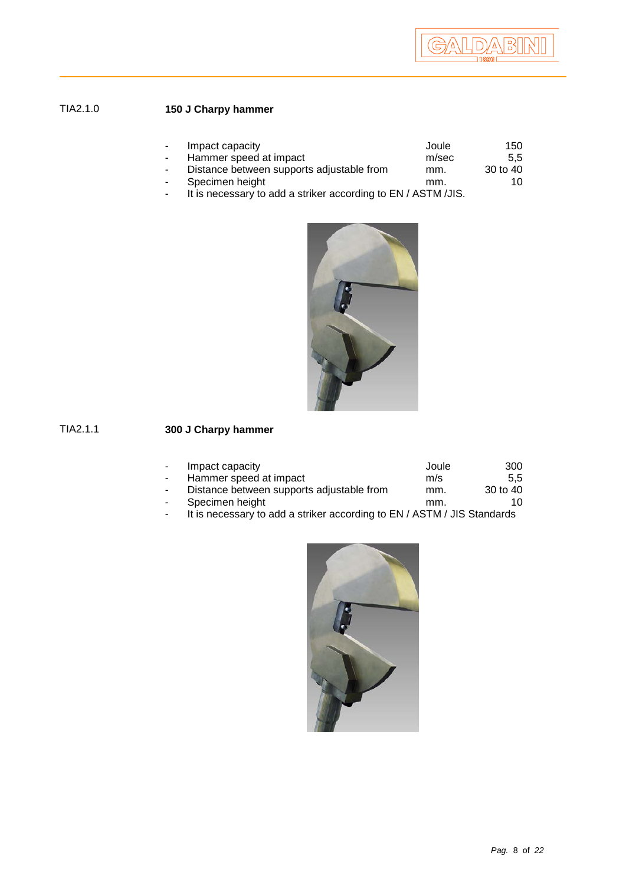TIA2.1.0

## 150 J Charpy hammer

| | | |
|---|---|---|
| - Impact capacity | Joule | 150 |
| - Hammer speed at impact | m/sec | 5,5 |
| - Distance between supports adjustable from | mm. | 30 to 40 |
| - Specimen height | mm. | 10 |

- It is necessary to add a striker according to EN / ASTM /JIS.

TIA2.1.1

## 300 J Charpy hammer

| | | |
|---|---|---|
| - Impact capacity | Joule | 300 |
| - Hammer speed at impact | m/s | 5,5 |
| - Distance between supports adjustable from | mm. | 30 to 40 |
| - Specimen height | mm. | 10 |

- It is necessary to add a striker according to EN / ASTM / JIS Standards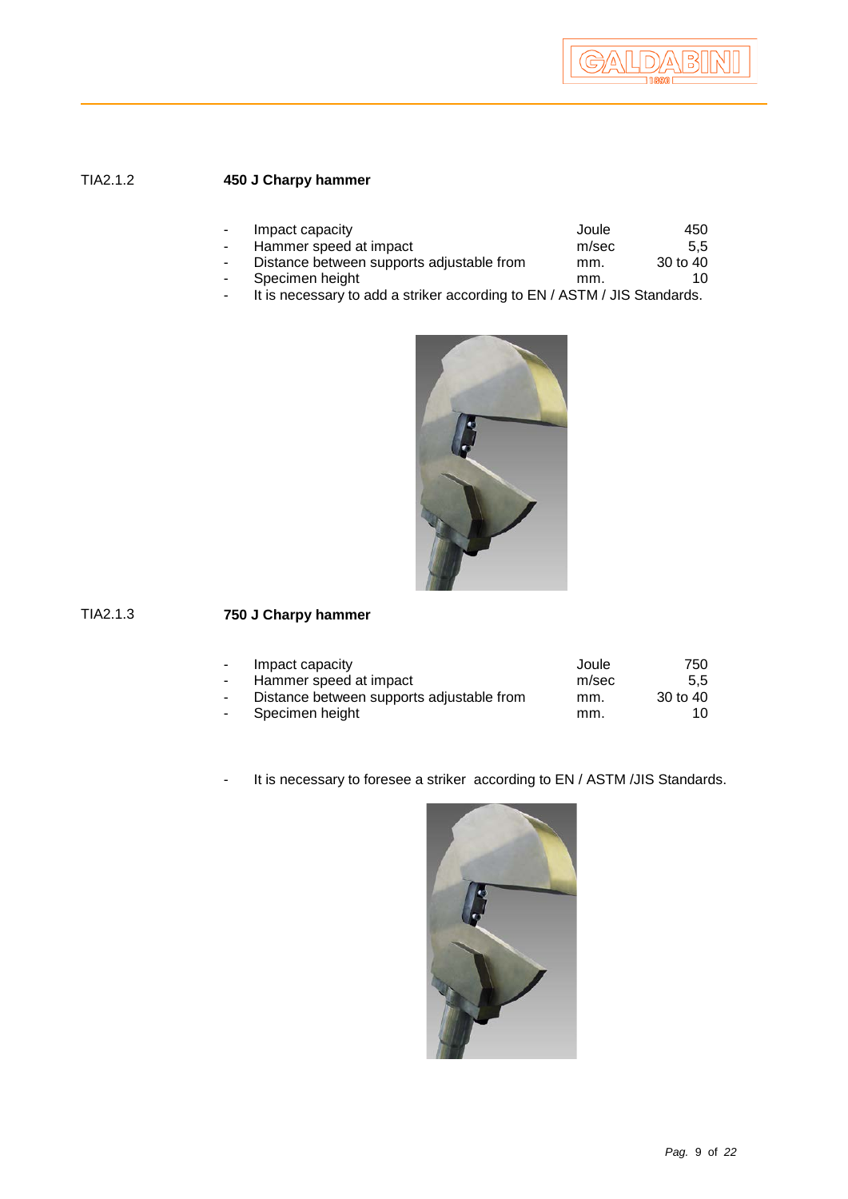## TIA2.1.2 **450 J Charpy hammer**

| | | | |
|---|---|---|---|
| - | Impact capacity | Joule | 450 |
| - | Hammer speed at impact | m/sec | 5,5 |
| - | Distance between supports adjustable from | mm. | 30 to 40 |
| - | Specimen height | mm. | 10 |

- It is necessary to add a striker according to EN / ASTM / JIS Standards.

## TIA2.1.3 **750 J Charpy hammer**

| | | | |
|---|---|---|---|
| - | Impact capacity | Joule | 750 |
| - | Hammer speed at impact | m/sec | 5,5 |
| - | Distance between supports adjustable from | mm. | 30 to 40 |
| - | Specimen height | mm. | 10 |

- It is necessary to foresee a striker according to EN / ASTM /JIS Standards.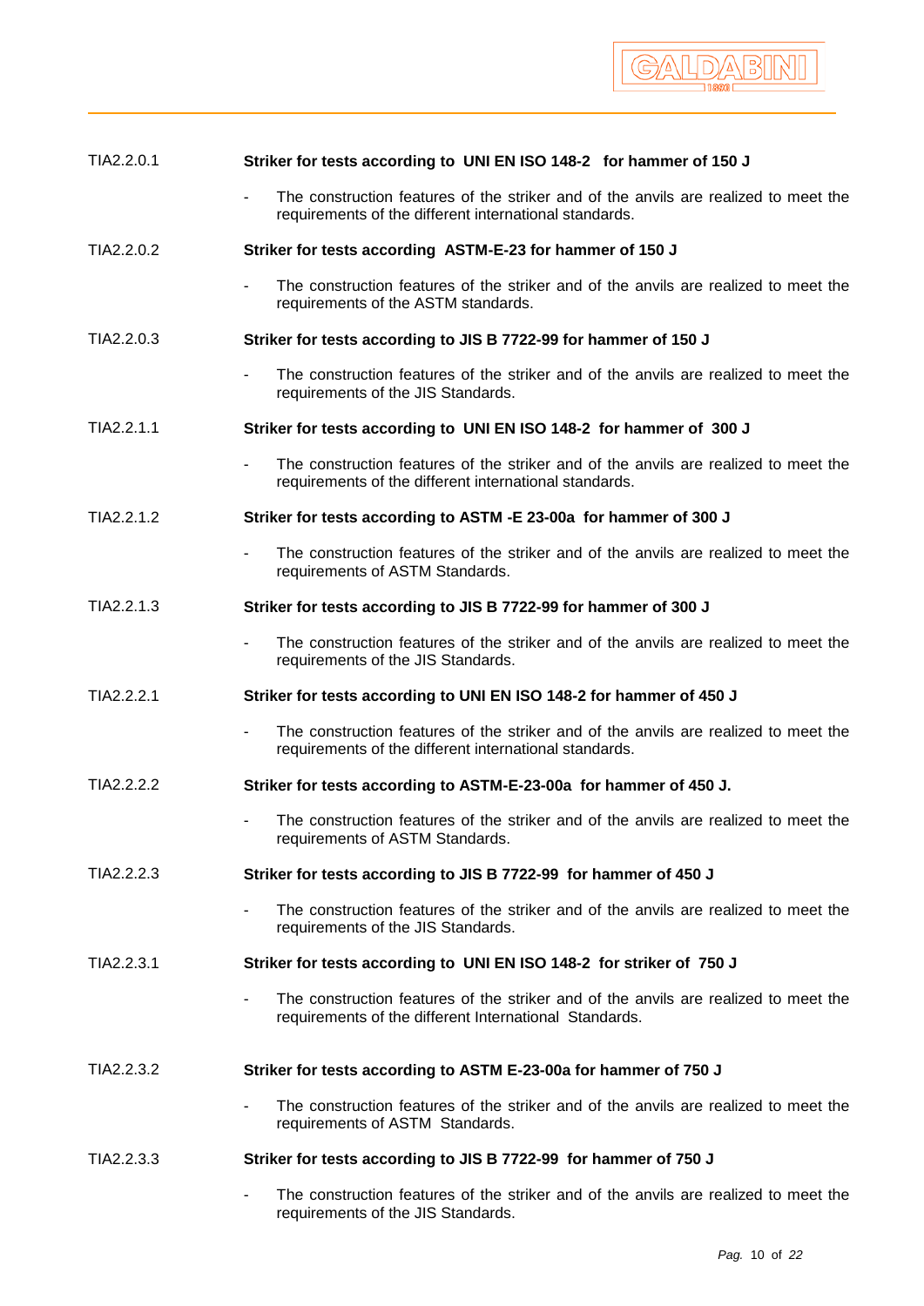TIA2.2.0.1 **Striker for tests according to UNI EN ISO 148-2 for hammer of 150 J**

- The construction features of the striker and of the anvils are realized to meet the requirements of the different international standards.

TIA2.2.0.2 **Striker for tests according ASTM-E-23 for hammer of 150 J**

- The construction features of the striker and of the anvils are realized to meet the requirements of the ASTM standards.

TIA2.2.0.3 **Striker for tests according to JIS B 7722-99 for hammer of 150 J**

- The construction features of the striker and of the anvils are realized to meet the requirements of the JIS Standards.

TIA2.2.1.1 **Striker for tests according to UNI EN ISO 148-2 for hammer of 300 J**

- The construction features of the striker and of the anvils are realized to meet the requirements of the different international standards.

TIA2.2.1.2 **Striker for tests according to ASTM -E 23-00a for hammer of 300 J**

- The construction features of the striker and of the anvils are realized to meet the requirements of ASTM Standards.

TIA2.2.1.3 **Striker for tests according to JIS B 7722-99 for hammer of 300 J**

- The construction features of the striker and of the anvils are realized to meet the requirements of the JIS Standards.

TIA2.2.2.1 **Striker for tests according to UNI EN ISO 148-2 for hammer of 450 J**

- The construction features of the striker and of the anvils are realized to meet the requirements of the different international standards.

TIA2.2.2.2 **Striker for tests according to ASTM-E-23-00a for hammer of 450 J.**

- The construction features of the striker and of the anvils are realized to meet the requirements of ASTM Standards.

TIA2.2.2.3 **Striker for tests according to JIS B 7722-99 for hammer of 450 J**

- The construction features of the striker and of the anvils are realized to meet the requirements of the JIS Standards.

TIA2.2.3.1 **Striker for tests according to UNI EN ISO 148-2 for striker of 750 J**

- The construction features of the striker and of the anvils are realized to meet the requirements of the different International Standards.

TIA2.2.3.2 **Striker for tests according to ASTM E-23-00a for hammer of 750 J**

- The construction features of the striker and of the anvils are realized to meet the requirements of ASTM Standards.

TIA2.2.3.3 **Striker for tests according to JIS B 7722-99 for hammer of 750 J**

- The construction features of the striker and of the anvils are realized to meet the requirements of the JIS Standards.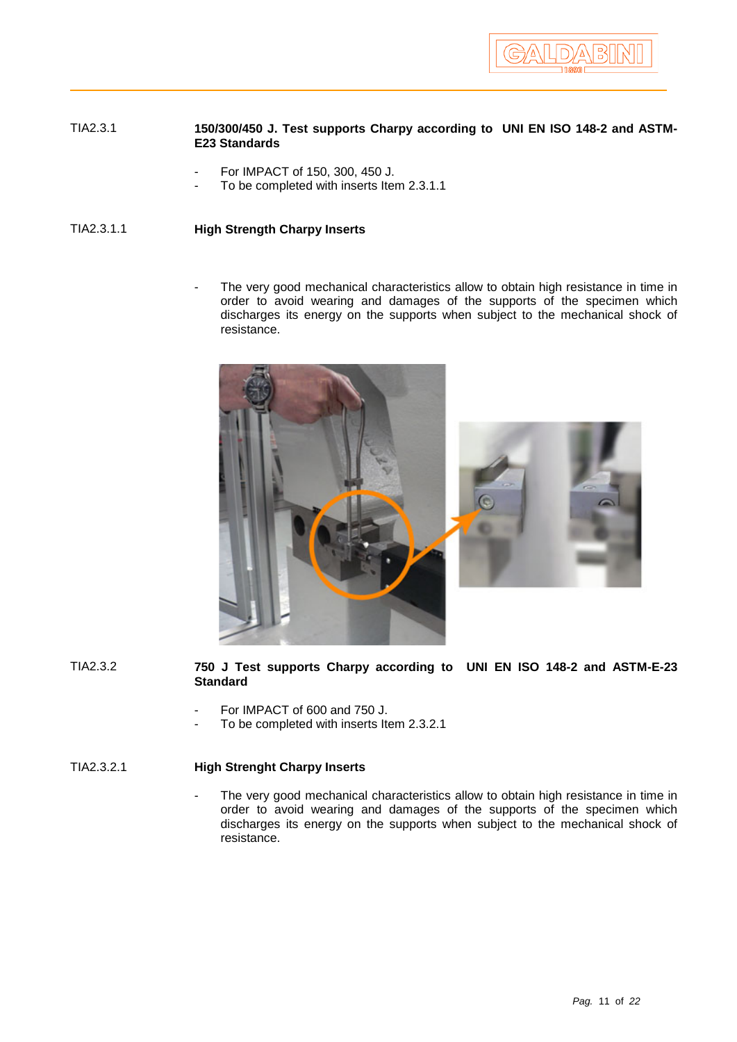TIA2.3.1 **150/300/450 J. Test supports Charpy according to UNI EN ISO 148-2 and ASTM-E23 Standards**

- For IMPACT of 150, 300, 450 J.
- To be completed with inserts Item 2.3.1.1

TIA2.3.1.1 **High Strength Charpy Inserts**

- The very good mechanical characteristics allow to obtain high resistance in time in order to avoid wearing and damages of the supports of the specimen which discharges its energy on the supports when subject to the mechanical shock of resistance.

TIA2.3.2 **750 J Test supports Charpy according to UNI EN ISO 148-2 and ASTM-E-23 Standard**

- For IMPACT of 600 and 750 J.
- To be completed with inserts Item 2.3.2.1

TIA2.3.2.1 **High Strenght Charpy Inserts**

- The very good mechanical characteristics allow to obtain high resistance in time in order to avoid wearing and damages of the supports of the specimen which discharges its energy on the supports when subject to the mechanical shock of resistance.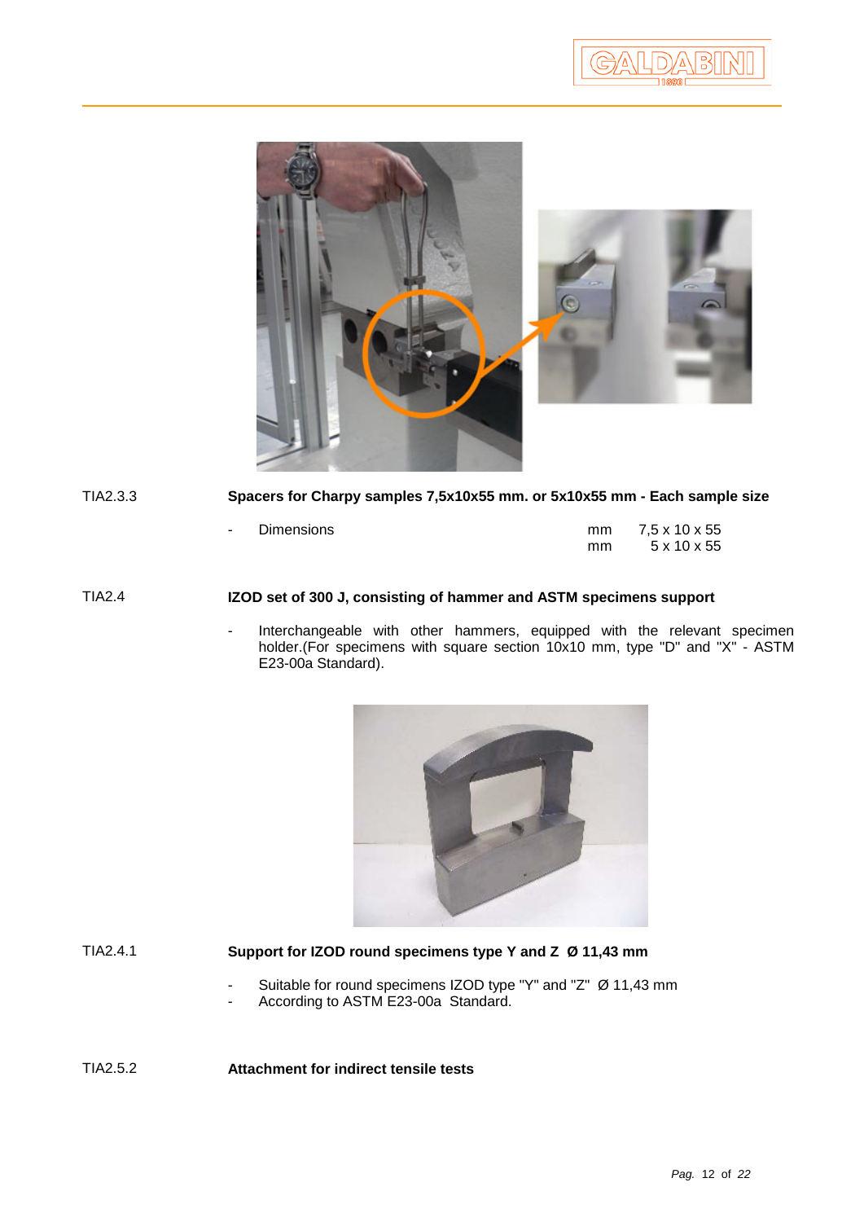TIA2.3.3 **Spacers for Charpy samples 7,5x10x55 mm. or 5x10x55 mm - Each sample size**

- Dimensions

| | | |
|---|---|---|
| Dimensions | mm | 7,5 x 10 x 55 |
| | mm | 5 x 10 x 55 |

TIA2.4 **IZOD set of 300 J, consisting of hammer and ASTM specimens support**

- Interchangeable with other hammers, equipped with the relevant specimen holder.(For specimens with square section 10x10 mm, type "D" and "X" - ASTM E23-00a Standard).

TIA2.4.1 **Support for IZOD round specimens type Y and Z Ø 11,43 mm**

- Suitable for round specimens IZOD type "Y" and "Z" Ø 11,43 mm
- According to ASTM E23-00a Standard.

TIA2.5.2 **Attachment for indirect tensile tests**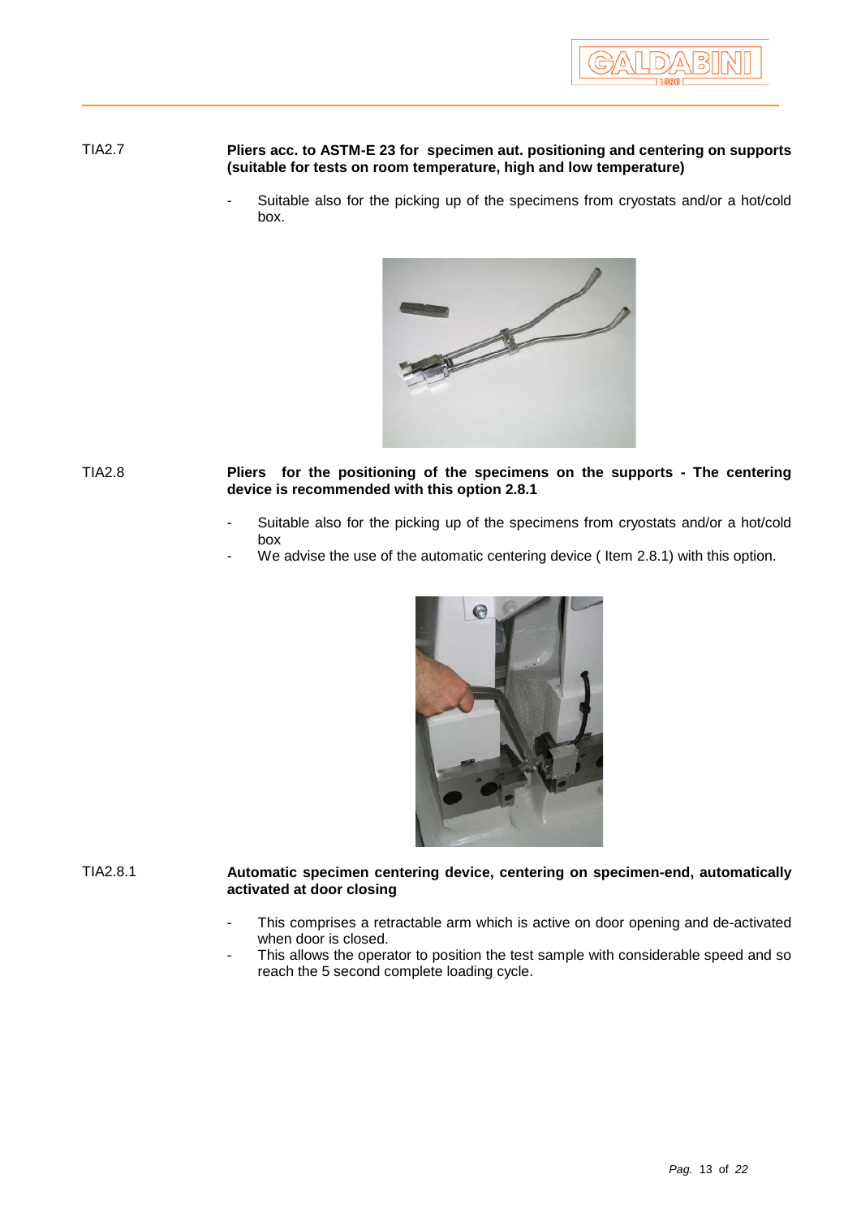TIA2.7 **Pliers acc. to ASTM-E 23 for specimen aut. positioning and centering on supports (suitable for tests on room temperature, high and low temperature)**

- Suitable also for the picking up of the specimens from cryostats and/or a hot/cold box.

TIA2.8 **Pliers for the positioning of the specimens on the supports - The centering device is recommended with this option 2.8.1**

- Suitable also for the picking up of the specimens from cryostats and/or a hot/cold box
- We advise the use of the automatic centering device ( Item 2.8.1) with this option.

TIA2.8.1 **Automatic specimen centering device, centering on specimen-end, automatically activated at door closing**

- This comprises a retractable arm which is active on door opening and de-activated when door is closed.
- This allows the operator to position the test sample with considerable speed and so reach the 5 second complete loading cycle.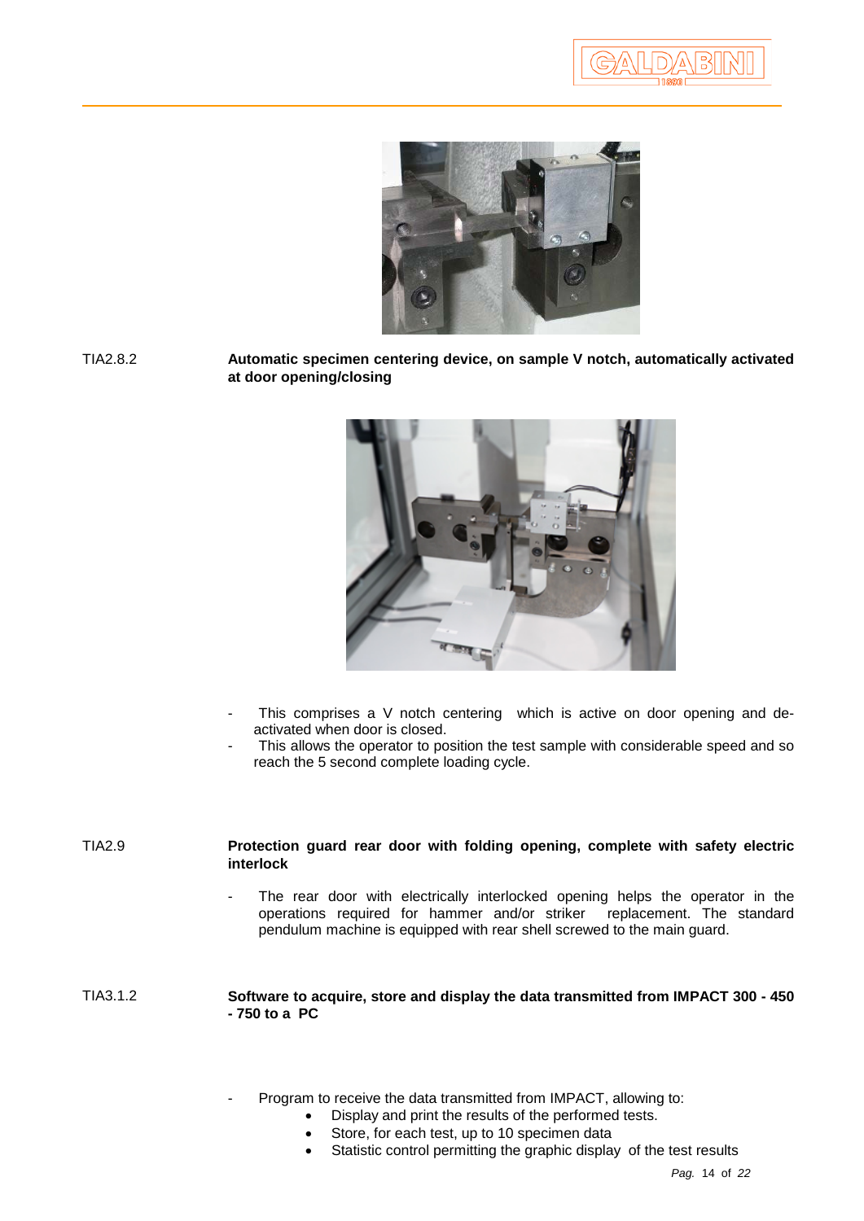TIA2.8.2 **Automatic specimen centering device, on sample V notch, automatically activated at door opening/closing**

- This comprises a V notch centering which is active on door opening and de-activated when door is closed.
- This allows the operator to position the test sample with considerable speed and so reach the 5 second complete loading cycle.

TIA2.9 **Protection guard rear door with folding opening, complete with safety electric interlock**

- The rear door with electrically interlocked opening helps the operator in the operations required for hammer and/or striker replacement. The standard pendulum machine is equipped with rear shell screwed to the main guard.

TIA3.1.2 **Software to acquire, store and display the data transmitted from IMPACT 300 - 450 - 750 to a PC**

- Program to receive the data transmitted from IMPACT, allowing to:
  - Display and print the results of the performed tests.
  - Store, for each test, up to 10 specimen data
  - Statistic control permitting the graphic display of the test results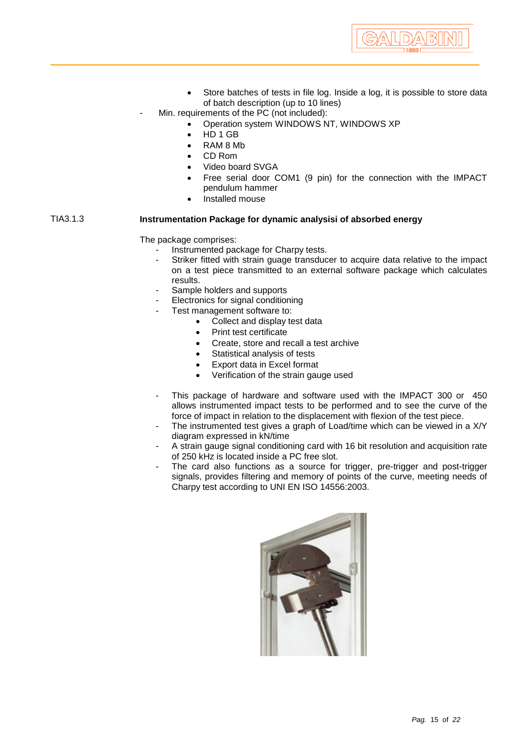- Store batches of tests in file log. Inside a log, it is possible to store data of batch description (up to 10 lines)

- Min. requirements of the PC (not included):
    - Operation system WINDOWS NT, WINDOWS XP
    - HD 1 GB
    - RAM 8 Mb
    - CD Rom
    - Video board SVGA
    - Free serial door COM1 (9 pin) for the connection with the IMPACT pendulum hammer
    - Installed mouse

TIA3.1.3 **Instrumentation Package for dynamic analysisi of absorbed energy**

The package comprises:

- Instrumented package for Charpy tests.
- Striker fitted with strain guage transducer to acquire data relative to the impact on a test piece transmitted to an external software package which calculates results.
- Sample holders and supports
- Electronics for signal conditioning
- Test management software to:
    - Collect and display test data
    - Print test certificate
    - Create, store and recall a test archive
    - Statistical analysis of tests
    - Export data in Excel format
    - Verification of the strain gauge used

- This package of hardware and software used with the IMPACT 300 or 450 allows instrumented impact tests to be performed and to see the curve of the force of impact in relation to the displacement with flexion of the test piece.
- The instrumented test gives a graph of Load/time which can be viewed in a X/Y diagram expressed in kN/time
- A strain gauge signal conditioning card with 16 bit resolution and acquisition rate of 250 kHz is located inside a PC free slot.
- The card also functions as a source for trigger, pre-trigger and post-trigger signals, provides filtering and memory of points of the curve, meeting needs of Charpy test according to UNI EN ISO 14556:2003.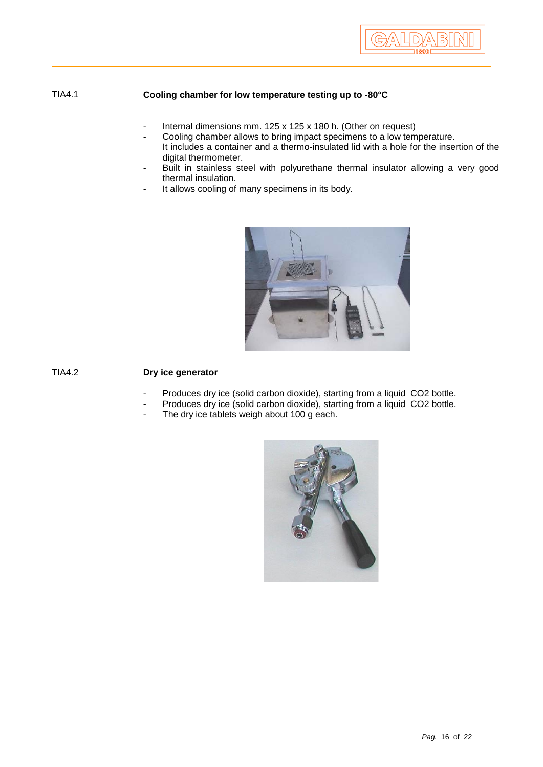TIA4.1

**Cooling chamber for low temperature testing up to -80°C**

- Internal dimensions mm. 125 x 125 x 180 h. (Other on request)
- Cooling chamber allows to bring impact specimens to a low temperature.
  It includes a container and a thermo-insulated lid with a hole for the insertion of the digital thermometer.
- Built in stainless steel with polyurethane thermal insulator allowing a very good thermal insulation.
- It allows cooling of many specimens in its body.

TIA4.2

**Dry ice generator**

- Produces dry ice (solid carbon dioxide), starting from a liquid $CO_2$ bottle.
- Produces dry ice (solid carbon dioxide), starting from a liquid $CO_2$ bottle.
- The dry ice tablets weigh about 100 g each.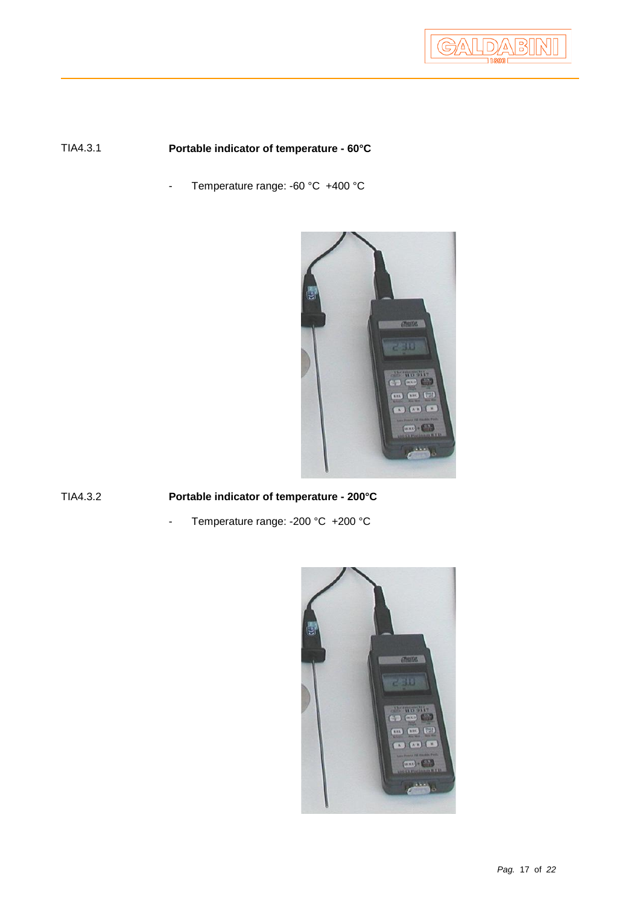TIA4.3.1 **Portable indicator of temperature - 60°C**

- Temperature range: -60 °C +400 °C

TIA4.3.2 **Portable indicator of temperature - 200°C**

- Temperature range: -200 °C +200 °C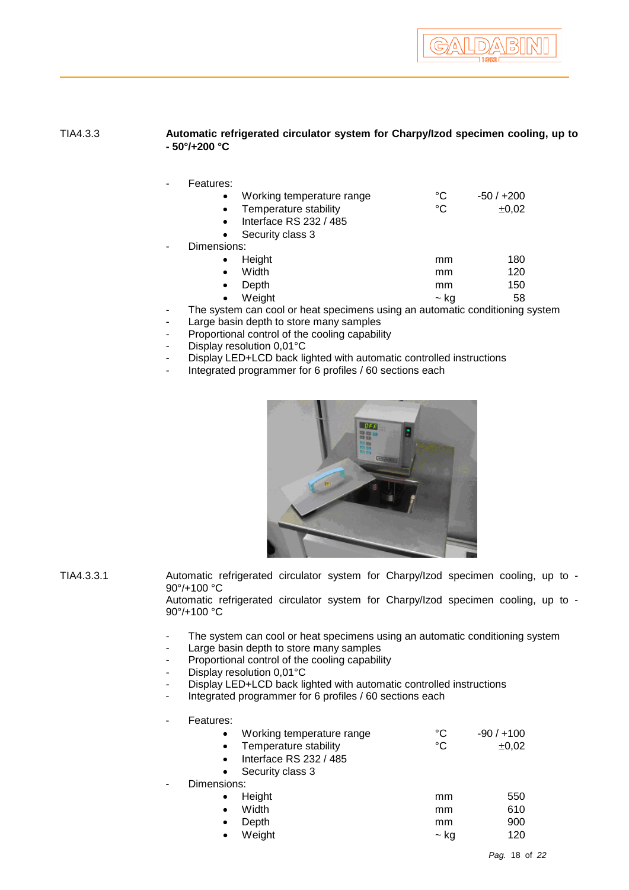TIA4.3.3 **Automatic refrigerated circulator system for Charpy/Izod specimen cooling, up to - 50°/+200 °C**

- Features:
  - Working temperature range °C -50 / +200
  - Temperature stability °C ±0,02
  - Interface RS 232 / 485
  - Security class 3
- Dimensions:
  - Height mm 180
  - Width mm 120
  - Depth mm 150
  - Weight ~ kg 58
- The system can cool or heat specimens using an automatic conditioning system
- Large basin depth to store many samples
- Proportional control of the cooling capability
- Display resolution 0,01°C
- Display LED+LCD back lighted with automatic controlled instructions
- Integrated programmer for 6 profiles / 60 sections each

TIA4.3.3.1 Automatic refrigerated circulator system for Charpy/Izod specimen cooling, up to - 90°/+100 °C
Automatic refrigerated circulator system for Charpy/Izod specimen cooling, up to - 90°/+100 °C

- The system can cool or heat specimens using an automatic conditioning system
- Large basin depth to store many samples
- Proportional control of the cooling capability
- Display resolution 0,01°C
- Display LED+LCD back lighted with automatic controlled instructions
- Integrated programmer for 6 profiles / 60 sections each

- Features:
  - Working temperature range °C -90 / +100
  - Temperature stability °C ±0,02
  - Interface RS 232 / 485
  - Security class 3
- Dimensions:
  - Height mm 550
  - Width mm 610
  - Depth mm 900
  - Weight ~ kg 120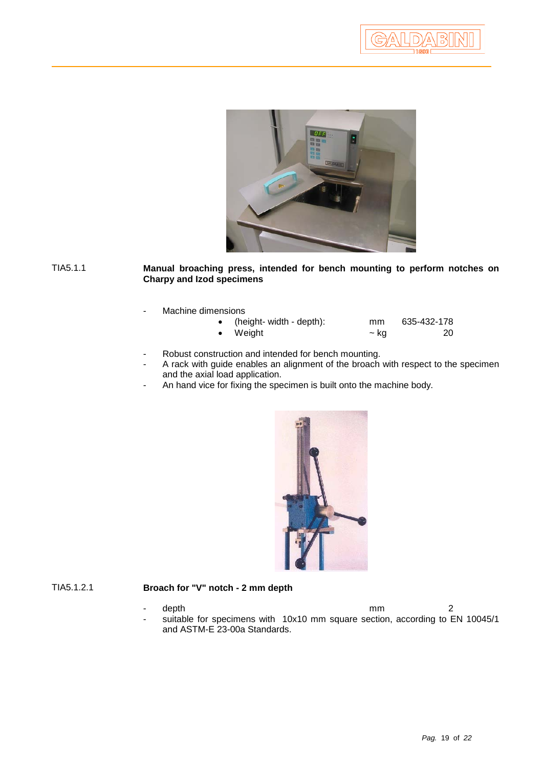TIA5.1.1 **Manual broaching press, intended for bench mounting to perform notches on Charpy and Izod specimens**

- Machine dimensions
  - (height- width - depth): mm 635-432-178
  - Weight ~ kg 20

- Robust construction and intended for bench mounting.
- A rack with guide enables an alignment of the broach with respect to the specimen and the axial load application.
- An hand vice for fixing the specimen is built onto the machine body.

TIA5.1.2.1 **Broach for "V" notch - 2 mm depth**

- depth mm 2
- suitable for specimens with 10x10 mm square section, according to EN 10045/1 and ASTM-E 23-00a Standards.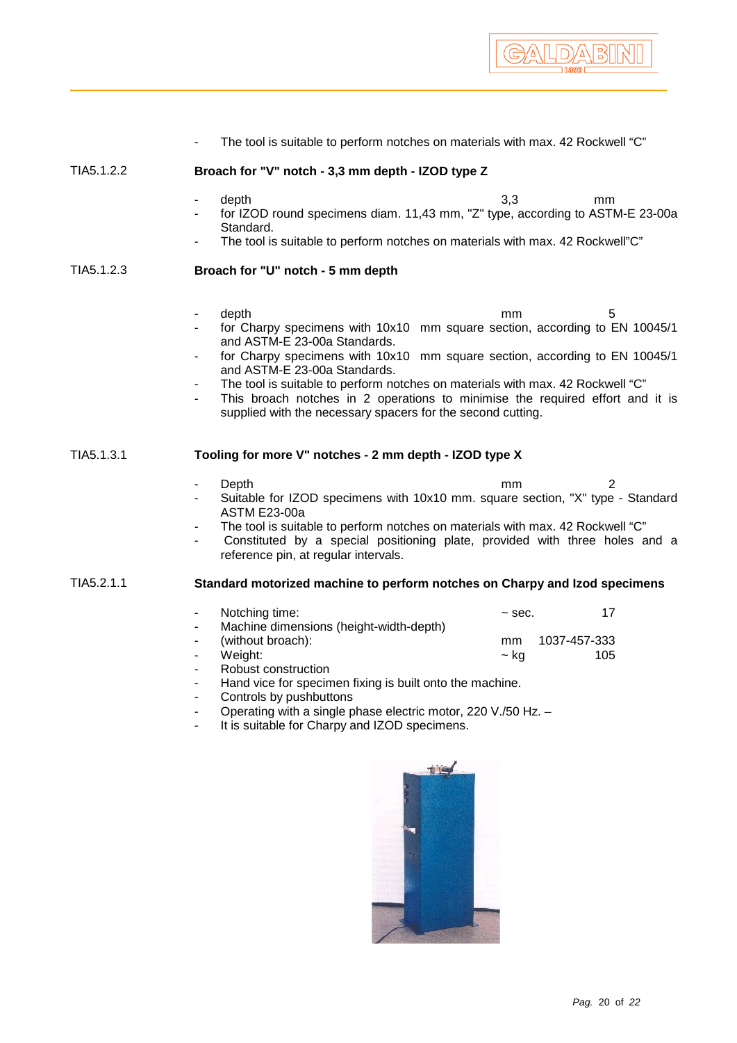- The tool is suitable to perform notches on materials with max. 42 Rockwell "C"

TIA5.1.2.2 **Broach for "V" notch - 3,3 mm depth - IZOD type Z**

- depth 3,3 mm
- for IZOD round specimens diam. 11,43 mm, "Z" type, according to ASTM-E 23-00a Standard.
- The tool is suitable to perform notches on materials with max. 42 Rockwell"C"

TIA5.1.2.3 **Broach for "U" notch - 5 mm depth**

- depth mm 5
- for Charpy specimens with 10x10 mm square section, according to EN 10045/1 and ASTM-E 23-00a Standards.
- for Charpy specimens with 10x10 mm square section, according to EN 10045/1 and ASTM-E 23-00a Standards.
- The tool is suitable to perform notches on materials with max. 42 Rockwell "C"
- This broach notches in 2 operations to minimise the required effort and it is supplied with the necessary spacers for the second cutting.

TIA5.1.3.1 **Tooling for more V" notches - 2 mm depth - IZOD type X**

- Depth mm 2
- Suitable for IZOD specimens with 10x10 mm. square section, "X" type - Standard ASTM E23-00a
- The tool is suitable to perform notches on materials with max. 42 Rockwell "C"
- Constituted by a special positioning plate, provided with three holes and a reference pin, at regular intervals.

TIA5.2.1.1 **Standard motorized machine to perform notches on Charpy and Izod specimens**

- Notching time: ~ sec. 17
- Machine dimensions (height-width-depth)
- (without broach): mm 1037-457-333
- Weight: ~ kg 105
- Robust construction
- Hand vice for specimen fixing is built onto the machine.
- Controls by pushbuttons
- Operating with a single phase electric motor, 220 V./50 Hz. –
- It is suitable for Charpy and IZOD specimens.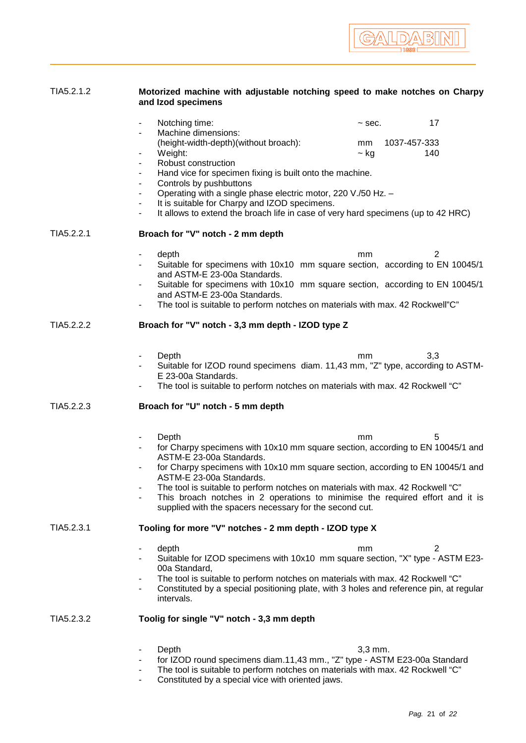TIA5.2.1.2 **Motorized machine with adjustable notching speed to make notches on Charpy and Izod specimens**

- Notching time: ~ sec. 17
- Machine dimensions: (height-width-depth)(without broach): mm 1037-457-333
- Weight: ~ kg 140
- Robust construction
- Hand vice for specimen fixing is built onto the machine.
- Controls by pushbuttons
- Operating with a single phase electric motor, 220 V./50 Hz. –
- It is suitable for Charpy and IZOD specimens.
- It allows to extend the broach life in case of very hard specimens (up to 42 HRC)

TIA5.2.2.1 **Broach for "V" notch - 2 mm depth**

- depth mm 2
- Suitable for specimens with 10x10 mm square section, according to EN 10045/1 and ASTM-E 23-00a Standards.
- Suitable for specimens with 10x10 mm square section, according to EN 10045/1 and ASTM-E 23-00a Standards.
- The tool is suitable to perform notches on materials with max. 42 Rockwell"C"

TIA5.2.2.2 **Broach for "V" notch - 3,3 mm depth - IZOD type Z**

- Depth mm 3,3
- Suitable for IZOD round specimens diam. 11,43 mm, "Z" type, according to ASTM-E 23-00a Standards.
- The tool is suitable to perform notches on materials with max. 42 Rockwell "C"

TIA5.2.2.3 **Broach for "U" notch - 5 mm depth**

- Depth mm 5
- for Charpy specimens with 10x10 mm square section, according to EN 10045/1 and ASTM-E 23-00a Standards.
- for Charpy specimens with 10x10 mm square section, according to EN 10045/1 and ASTM-E 23-00a Standards.
- The tool is suitable to perform notches on materials with max. 42 Rockwell "C"
- This broach notches in 2 operations to minimise the required effort and it is supplied with the spacers necessary for the second cut.

TIA5.2.3.1 **Tooling for more "V" notches - 2 mm depth - IZOD type X**

- depth mm 2
- Suitable for IZOD specimens with 10x10 mm square section, "X" type - ASTM E23-00a Standard,
- The tool is suitable to perform notches on materials with max. 42 Rockwell "C"
- Constituted by a special positioning plate, with 3 holes and reference pin, at regular intervals.

TIA5.2.3.2 **Toolig for single "V" notch - 3,3 mm depth**

- Depth 3,3 mm.
- for IZOD round specimens diam.11,43 mm., "Z" type - ASTM E23-00a Standard
- The tool is suitable to perform notches on materials with max. 42 Rockwell "C"
- Constituted by a special vice with oriented jaws.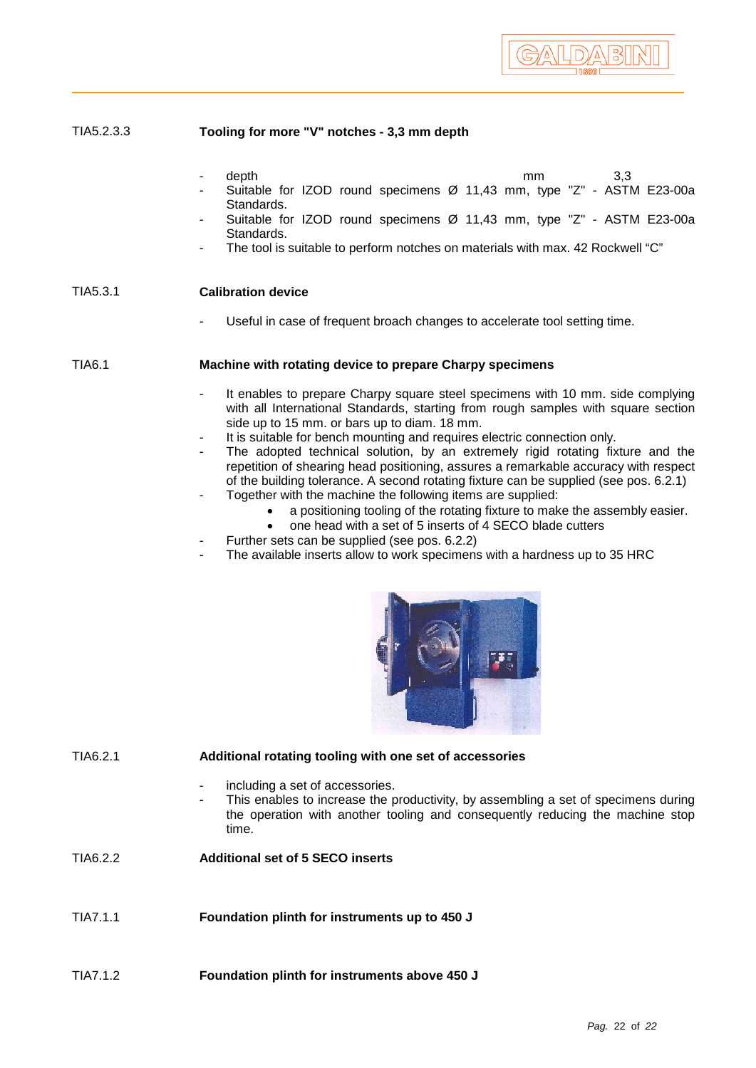TIA5.2.3.3 **Tooling for more "V" notches - 3,3 mm depth**

- depth mm 3,3
- Suitable for IZOD round specimens Ø 11,43 mm, type "Z" - ASTM E23-00a Standards.
- Suitable for IZOD round specimens Ø 11,43 mm, type "Z" - ASTM E23-00a Standards.
- The tool is suitable to perform notches on materials with max. 42 Rockwell "C"

TIA5.3.1 **Calibration device**

- Useful in case of frequent broach changes to accelerate tool setting time.

TIA6.1 **Machine with rotating device to prepare Charpy specimens**

- It enables to prepare Charpy square steel specimens with 10 mm. side complying with all International Standards, starting from rough samples with square section side up to 15 mm. or bars up to diam. 18 mm.
- It is suitable for bench mounting and requires electric connection only.
- The adopted technical solution, by an extremely rigid rotating fixture and the repetition of shearing head positioning, assures a remarkable accuracy with respect of the building tolerance. A second rotating fixture can be supplied (see pos. 6.2.1)
- Together with the machine the following items are supplied:
  - a positioning tooling of the rotating fixture to make the assembly easier.
  - one head with a set of 5 inserts of 4 SECO blade cutters
- Further sets can be supplied (see pos. 6.2.2)
- The available inserts allow to work specimens with a hardness up to 35 HRC

TIA6.2.1 **Additional rotating tooling with one set of accessories**

- including a set of accessories.
- This enables to increase the productivity, by assembling a set of specimens during the operation with another tooling and consequently reducing the machine stop time.

TIA6.2.2 **Additional set of 5 SECO inserts**

TIA7.1.1 **Foundation plinth for instruments up to 450 J**

TIA7.1.2 **Foundation plinth for instruments above 450 J**